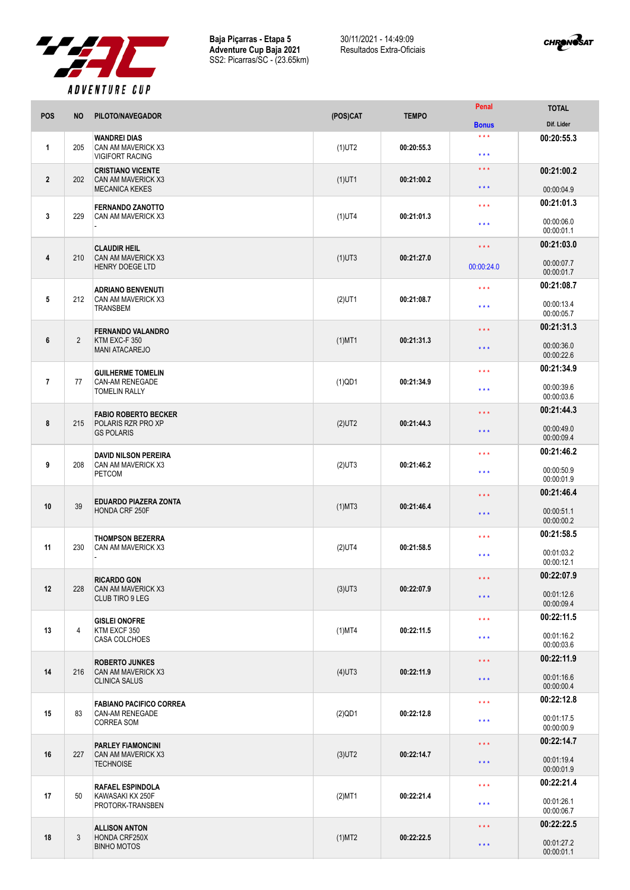**Baja Piçarras - Etapa 5**
**Adventure Cup Baja 2021**
SS2: Picarras/SC - (23.65km)

30/11/2021 - 14:49:09
Resultados Extra-Oficiais

| POS | NO | PILOTO/NAVEGADOR | (POS)CAT | TEMPO | Penal / Bonus | TOTAL / Dif. Lider |
|---|---|---|---|---|---|---|
| 1 | 205 | **WANDREI DIAS** CAN AM MAVERICK X3 VIGIFORT RACING | (1)UT2 | 00:20:55.3 | \*\*\* / \*\*\* | **00:20:55.3** |
| 2 | 202 | **CRISTIANO VICENTE** CAN AM MAVERICK X3 MECANICA KEKES | (1)UT1 | 00:21:00.2 | \*\*\* / \*\*\* | **00:21:00.2** 00:00:04.9 |
| 3 | 229 | **FERNANDO ZANOTTO** CAN AM MAVERICK X3 - | (1)UT4 | 00:21:01.3 | \*\*\* / \*\*\* | **00:21:01.3** 00:00:06.0 00:00:01.1 |
| 4 | 210 | **CLAUDIR HEIL** CAN AM MAVERICK X3 HENRY DOEGE LTD | (1)UT3 | 00:21:27.0 | \*\*\* / 00:00:24.0 | **00:21:03.0** 00:00:07.7 00:00:01.7 |
| 5 | 212 | **ADRIANO BENVENUTI** CAN AM MAVERICK X3 TRANSBEM | (2)UT1 | 00:21:08.7 | \*\*\* / \*\*\* | **00:21:08.7** 00:00:13.4 00:00:05.7 |
| 6 | 2 | **FERNANDO VALANDRO** KTM EXC-F 350 MANI ATACAREJO | (1)MT1 | 00:21:31.3 | \*\*\* / \*\*\* | **00:21:31.3** 00:00:36.0 00:00:22.6 |
| 7 | 77 | **GUILHERME TOMELIN** CAN-AM RENEGADE TOMELIN RALLY | (1)QD1 | 00:21:34.9 | \*\*\* / \*\*\* | **00:21:34.9** 00:00:39.6 00:00:03.6 |
| 8 | 215 | **FABIO ROBERTO BECKER** POLARIS RZR PRO XP GS POLARIS | (2)UT2 | 00:21:44.3 | \*\*\* / \*\*\* | **00:21:44.3** 00:00:49.0 00:00:09.4 |
| 9 | 208 | **DAVID NILSON PEREIRA** CAN AM MAVERICK X3 PETCOM | (2)UT3 | 00:21:46.2 | \*\*\* / \*\*\* | **00:21:46.2** 00:00:50.9 00:00:01.9 |
| 10 | 39 | **EDUARDO PIAZERA ZONTA** HONDA CRF 250F | (1)MT3 | 00:21:46.4 | \*\*\* / \*\*\* | **00:21:46.4** 00:00:51.1 00:00:00.2 |
| 11 | 230 | **THOMPSON BEZERRA** CAN AM MAVERICK X3 - | (2)UT4 | 00:21:58.5 | \*\*\* / \*\*\* | **00:21:58.5** 00:01:03.2 00:00:12.1 |
| 12 | 228 | **RICARDO GON** CAN AM MAVERICK X3 CLUB TIRO 9 LEG | (3)UT3 | 00:22:07.9 | \*\*\* / \*\*\* | **00:22:07.9** 00:01:12.6 00:00:09.4 |
| 13 | 4 | **GISLEI ONOFRE** KTM EXCF 350 CASA COLCHOES | (1)MT4 | 00:22:11.5 | \*\*\* / \*\*\* | **00:22:11.5** 00:01:16.2 00:00:03.6 |
| 14 | 216 | **ROBERTO JUNKES** CAN AM MAVERICK X3 CLINICA SALUS | (4)UT3 | 00:22:11.9 | \*\*\* / \*\*\* | **00:22:11.9** 00:01:16.6 00:00:00.4 |
| 15 | 83 | **FABIANO PACIFICO CORREA** CAN-AM RENEGADE CORREA SOM | (2)QD1 | 00:22:12.8 | \*\*\* / \*\*\* | **00:22:12.8** 00:01:17.5 00:00:00.9 |
| 16 | 227 | **PARLEY FIAMONCINI** CAN AM MAVERICK X3 TECHNOISE | (3)UT2 | 00:22:14.7 | \*\*\* / \*\*\* | **00:22:14.7** 00:01:19.4 00:00:01.9 |
| 17 | 50 | **RAFAEL ESPINDOLA** KAWASAKI KX 250F PROTORK-TRANSBEN | (2)MT1 | 00:22:21.4 | \*\*\* / \*\*\* | **00:22:21.4** 00:01:26.1 00:00:06.7 |
| 18 | 3 | **ALLISON ANTON** HONDA CRF250X BINHO MOTOS | (1)MT2 | 00:22:22.5 | \*\*\* / \*\*\* | **00:22:22.5** 00:01:27.2 00:00:01.1 |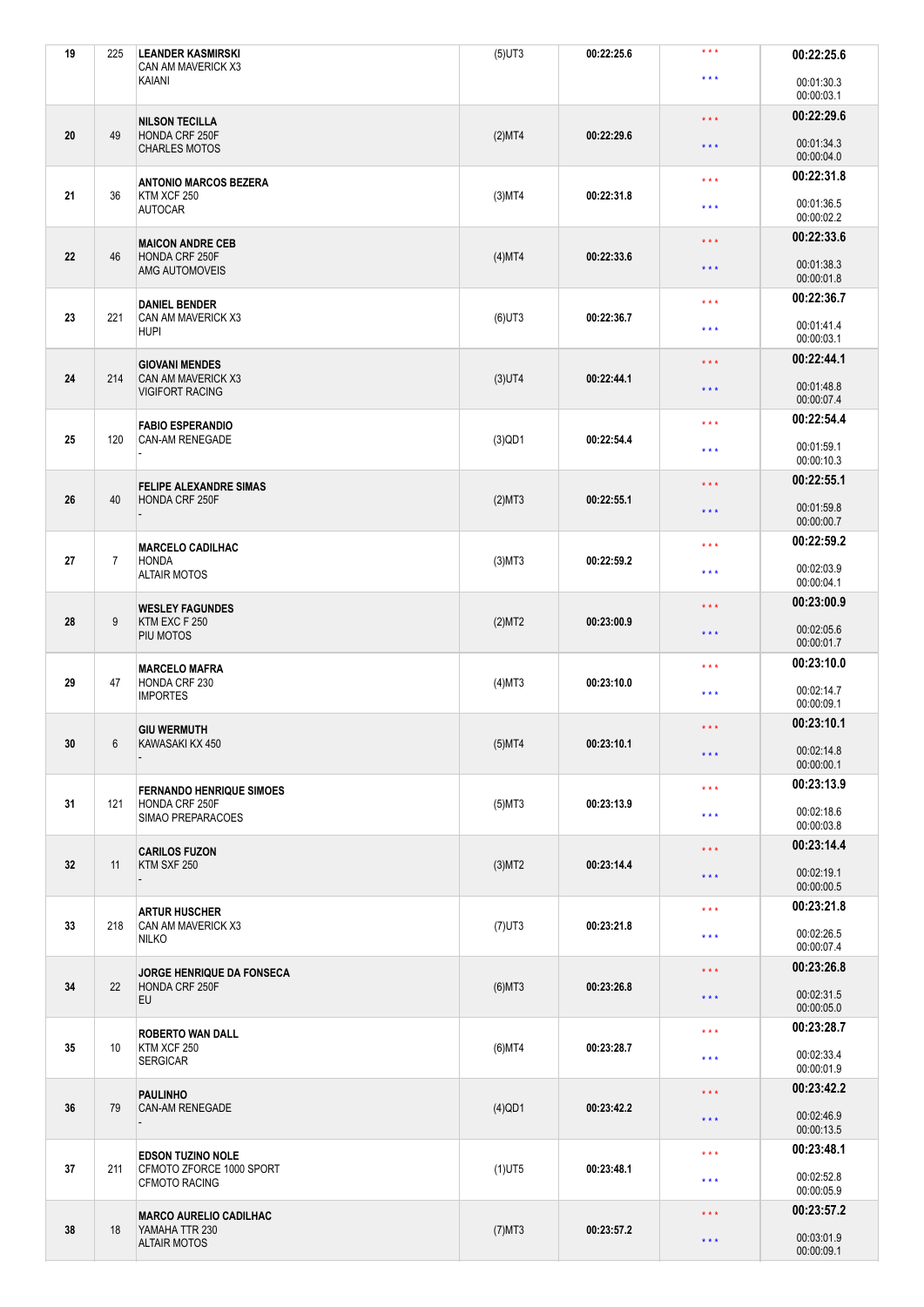| 19 | 225 | LEANDER KASMIRSKI<br>CAN AM MAVERICK X3<br>KAIANI | (5)UT3 | 00:22:25.6 | * * *<br>* * * | 00:22:25.6<br>00:01:30.3<br>00:00:03.1 |
|---|---|---|---|---|---|---|
| 20 | 49 | NILSON TECILLA<br>HONDA CRF 250F<br>CHARLES MOTOS | (2)MT4 | 00:22:29.6 | * * *<br>* * * | 00:22:29.6<br>00:01:34.3<br>00:00:04.0 |
| 21 | 36 | ANTONIO MARCOS BEZERA<br>KTM XCF 250<br>AUTOCAR | (3)MT4 | 00:22:31.8 | * * *<br>* * * | 00:22:31.8<br>00:01:36.5<br>00:00:02.2 |
| 22 | 46 | MAICON ANDRE CEB<br>HONDA CRF 250F<br>AMG AUTOMOVEIS | (4)MT4 | 00:22:33.6 | * * *<br>* * * | 00:22:33.6<br>00:01:38.3<br>00:00:01.8 |
| 23 | 221 | DANIEL BENDER<br>CAN AM MAVERICK X3<br>HUPI | (6)UT3 | 00:22:36.7 | * * *<br>* * * | 00:22:36.7<br>00:01:41.4<br>00:00:03.1 |
| 24 | 214 | GIOVANI MENDES<br>CAN AM MAVERICK X3<br>VIGIFORT RACING | (3)UT4 | 00:22:44.1 | * * *<br>* * * | 00:22:44.1<br>00:01:48.8<br>00:00:07.4 |
| 25 | 120 | FABIO ESPERANDIO<br>CAN-AM RENEGADE<br>- | (3)QD1 | 00:22:54.4 | * * *<br>* * * | 00:22:54.4<br>00:01:59.1<br>00:00:10.3 |
| 26 | 40 | FELIPE ALEXANDRE SIMAS<br>HONDA CRF 250F<br>- | (2)MT3 | 00:22:55.1 | * * *<br>* * * | 00:22:55.1<br>00:01:59.8<br>00:00:00.7 |
| 27 | 7 | MARCELO CADILHAC<br>HONDA<br>ALTAIR MOTOS | (3)MT3 | 00:22:59.2 | * * *<br>* * * | 00:22:59.2<br>00:02:03.9<br>00:00:04.1 |
| 28 | 9 | WESLEY FAGUNDES<br>KTM EXC F 250<br>PIU MOTOS | (2)MT2 | 00:23:00.9 | * * *<br>* * * | 00:23:00.9<br>00:02:05.6<br>00:00:01.7 |
| 29 | 47 | MARCELO MAFRA<br>HONDA CRF 230<br>IMPORTES | (4)MT3 | 00:23:10.0 | * * *<br>* * * | 00:23:10.0<br>00:02:14.7<br>00:00:09.1 |
| 30 | 6 | GIU WERMUTH<br>KAWASAKI KX 450<br>- | (5)MT4 | 00:23:10.1 | * * *<br>* * * | 00:23:10.1<br>00:02:14.8<br>00:00:00.1 |
| 31 | 121 | FERNANDO HENRIQUE SIMOES<br>HONDA CRF 250F<br>SIMAO PREPARACOES | (5)MT3 | 00:23:13.9 | * * *<br>* * * | 00:23:13.9<br>00:02:18.6<br>00:00:03.8 |
| 32 | 11 | CARILOS FUZON<br>KTM SXF 250<br>- | (3)MT2 | 00:23:14.4 | * * *<br>* * * | 00:23:14.4<br>00:02:19.1<br>00:00:00.5 |
| 33 | 218 | ARTUR HUSCHER<br>CAN AM MAVERICK X3<br>NILKO | (7)UT3 | 00:23:21.8 | * * *<br>* * * | 00:23:21.8<br>00:02:26.5<br>00:00:07.4 |
| 34 | 22 | JORGE HENRIQUE DA FONSECA<br>HONDA CRF 250F<br>EU | (6)MT3 | 00:23:26.8 | * * *<br>* * * | 00:23:26.8<br>00:02:31.5<br>00:00:05.0 |
| 35 | 10 | ROBERTO WAN DALL<br>KTM XCF 250<br>SERGICAR | (6)MT4 | 00:23:28.7 | * * *<br>* * * | 00:23:28.7<br>00:02:33.4<br>00:00:01.9 |
| 36 | 79 | PAULINHO<br>CAN-AM RENEGADE<br>- | (4)QD1 | 00:23:42.2 | * * *<br>* * * | 00:23:42.2<br>00:02:46.9<br>00:00:13.5 |
| 37 | 211 | EDSON TUZINO NOLE<br>CFMOTO ZFORCE 1000 SPORT<br>CFMOTO RACING | (1)UT5 | 00:23:48.1 | * * *<br>* * * | 00:23:48.1<br>00:02:52.8<br>00:00:05.9 |
| 38 | 18 | MARCO AURELIO CADILHAC<br>YAMAHA TTR 230<br>ALTAIR MOTOS | (7)MT3 | 00:23:57.2 | * * *<br>* * * | 00:23:57.2<br>00:03:01.9<br>00:00:09.1 |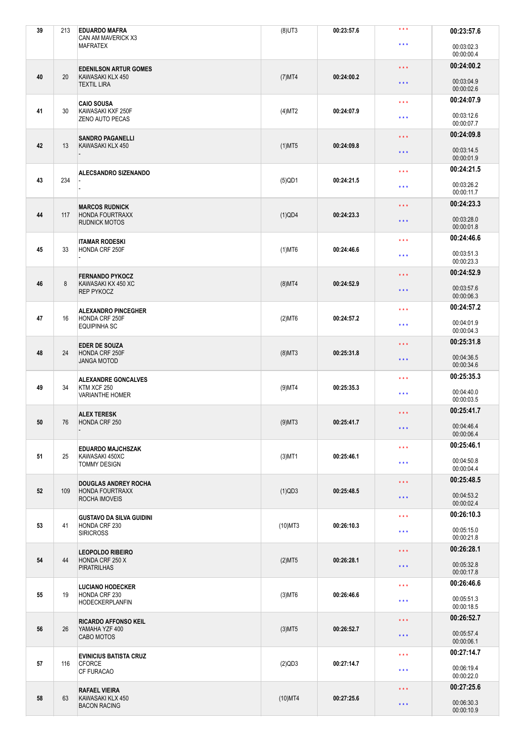| | | | | | | |
|---|---|---|---|---|---|---|
| 39 | 213 | **EDUARDO MAFRA**<br>CAN AM MAVERICK X3<br>MAFRATEX | (8)UT3 | **00:23:57.6** | \* \* \*<br>\* \* \* | **00:23:57.6**<br>00:03:02.3<br>00:00:00.4 |
| 40 | 20 | **EDENILSON ARTUR GOMES**<br>KAWASAKI KLX 450<br>TEXTIL LIRA | (7)MT4 | **00:24:00.2** | \* \* \*<br>\* \* \* | **00:24:00.2**<br>00:03:04.9<br>00:00:02.6 |
| 41 | 30 | **CAIO SOUSA**<br>KAWASAKI KXF 250F<br>ZENO AUTO PECAS | (4)MT2 | **00:24:07.9** | \* \* \*<br>\* \* \* | **00:24:07.9**<br>00:03:12.6<br>00:00:07.7 |
| 42 | 13 | **SANDRO PAGANELLI**<br>KAWASAKI KLX 450<br>- | (1)MT5 | **00:24:09.8** | \* \* \*<br>\* \* \* | **00:24:09.8**<br>00:03:14.5<br>00:00:01.9 |
| 43 | 234 | **ALECSANDRO SIZENANDO**<br>-<br>- | (5)QD1 | **00:24:21.5** | \* \* \*<br>\* \* \* | **00:24:21.5**<br>00:03:26.2<br>00:00:11.7 |
| 44 | 117 | **MARCOS RUDNICK**<br>HONDA FOURTRAXX<br>RUDNICK MOTOS | (1)QD4 | **00:24:23.3** | \* \* \*<br>\* \* \* | **00:24:23.3**<br>00:03:28.0<br>00:00:01.8 |
| 45 | 33 | **ITAMAR RODESKI**<br>HONDA CRF 250F<br>- | (1)MT6 | **00:24:46.6** | \* \* \*<br>\* \* \* | **00:24:46.6**<br>00:03:51.3<br>00:00:23.3 |
| 46 | 8 | **FERNANDO PYKOCZ**<br>KAWASAKI KX 450 XC<br>REP PYKOCZ | (8)MT4 | **00:24:52.9** | \* \* \*<br>\* \* \* | **00:24:52.9**<br>00:03:57.6<br>00:00:06.3 |
| 47 | 16 | **ALEXANDRO PINCEGHER**<br>HONDA CRF 250F<br>EQUIPINHA SC | (2)MT6 | **00:24:57.2** | \* \* \*<br>\* \* \* | **00:24:57.2**<br>00:04:01.9<br>00:00:04.3 |
| 48 | 24 | **EDER DE SOUZA**<br>HONDA CRF 250F<br>JANGA MOTOD | (8)MT3 | **00:25:31.8** | \* \* \*<br>\* \* \* | **00:25:31.8**<br>00:04:36.5<br>00:00:34.6 |
| 49 | 34 | **ALEXANDRE GONCALVES**<br>KTM XCF 250<br>VARIANTHE HOMER | (9)MT4 | **00:25:35.3** | \* \* \*<br>\* \* \* | **00:25:35.3**<br>00:04:40.0<br>00:00:03.5 |
| 50 | 76 | **ALEX TERESK**<br>HONDA CRF 250<br>- | (9)MT3 | **00:25:41.7** | \* \* \*<br>\* \* \* | **00:25:41.7**<br>00:04:46.4<br>00:00:06.4 |
| 51 | 25 | **EDUARDO MAJCHSZAK**<br>KAWASAKI 450XC<br>TOMMY DESIGN | (3)MT1 | **00:25:46.1** | \* \* \*<br>\* \* \* | **00:25:46.1**<br>00:04:50.8<br>00:00:04.4 |
| 52 | 109 | **DOUGLAS ANDREY ROCHA**<br>HONDA FOURTRAXX<br>ROCHA IMOVEIS | (1)QD3 | **00:25:48.5** | \* \* \*<br>\* \* \* | **00:25:48.5**<br>00:04:53.2<br>00:00:02.4 |
| 53 | 41 | **GUSTAVO DA SILVA GUIDINI**<br>HONDA CRF 230<br>SIRICROSS | (10)MT3 | **00:26:10.3** | \* \* \*<br>\* \* \* | **00:26:10.3**<br>00:05:15.0<br>00:00:21.8 |
| 54 | 44 | **LEOPOLDO RIBEIRO**<br>HONDA CRF 250 X<br>PIRATRILHAS | (2)MT5 | **00:26:28.1** | \* \* \*<br>\* \* \* | **00:26:28.1**<br>00:05:32.8<br>00:00:17.8 |
| 55 | 19 | **LUCIANO HODECKER**<br>HONDA CRF 230<br>HODECKERPLANFIN | (3)MT6 | **00:26:46.6** | \* \* \*<br>\* \* \* | **00:26:46.6**<br>00:05:51.3<br>00:00:18.5 |
| 56 | 26 | **RICARDO AFFONSO KEIL**<br>YAMAHA YZF 400<br>CABO MOTOS | (3)MT5 | **00:26:52.7** | \* \* \*<br>\* \* \* | **00:26:52.7**<br>00:05:57.4<br>00:00:06.1 |
| 57 | 116 | **EVINICIUS BATISTA CRUZ**<br>CFORCE<br>CF FURACAO | (2)QD3 | **00:27:14.7** | \* \* \*<br>\* \* \* | **00:27:14.7**<br>00:06:19.4<br>00:00:22.0 |
| 58 | 63 | **RAFAEL VIEIRA**<br>KAWASAKI KLX 450<br>BACON RACING | (10)MT4 | **00:27:25.6** | \* \* \*<br>\* \* \* | **00:27:25.6**<br>00:06:30.3<br>00:00:10.9 |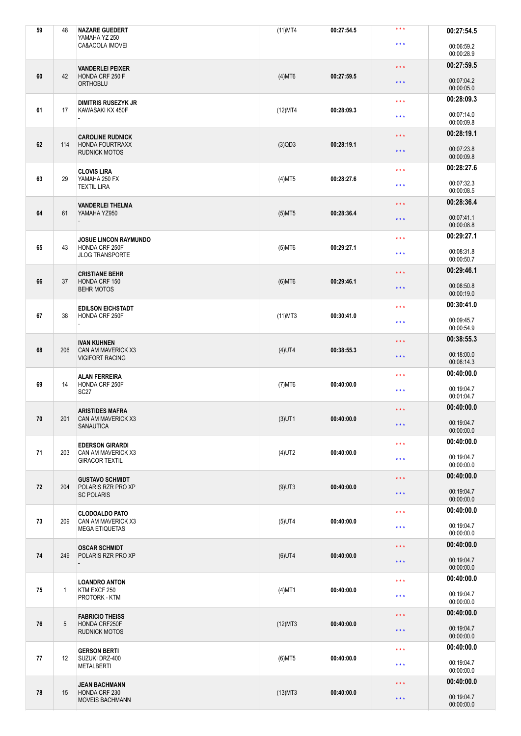| 59 | 48 | **NAZARE GUEDERT**<br>YAMAHA YZ 250<br>CA&ACOLA IMOVEI | (11)MT4 | 00:27:54.5 | * * *<br>* * * | **00:27:54.5**<br>00:06:59.2<br>00:00:28.9 |
|---|---|---|---|---|---|---|
| 60 | 42 | **VANDERLEI PEIXER**<br>HONDA CRF 250 F<br>ORTHOBLU | (4)MT6 | 00:27:59.5 | * * *<br>* * * | **00:27:59.5**<br>00:07:04.2<br>00:00:05.0 |
| 61 | 17 | **DIMITRIS RUSEZYK JR**<br>KAWASAKI KX 450F<br>- | (12)MT4 | 00:28:09.3 | * * *<br>* * * | **00:28:09.3**<br>00:07:14.0<br>00:00:09.8 |
| 62 | 114 | **CAROLINE RUDNICK**<br>HONDA FOURTRAXX<br>RUDNICK MOTOS | (3)QD3 | 00:28:19.1 | * * *<br>* * * | **00:28:19.1**<br>00:07:23.8<br>00:00:09.8 |
| 63 | 29 | **CLOVIS LIRA**<br>YAMAHA 250 FX<br>TEXTIL LIRA | (4)MT5 | 00:28:27.6 | * * *<br>* * * | **00:28:27.6**<br>00:07:32.3<br>00:00:08.5 |
| 64 | 61 | **VANDERLEI THELMA**<br>YAMAHA YZ950<br>- | (5)MT5 | 00:28:36.4 | * * *<br>* * * | **00:28:36.4**<br>00:07:41.1<br>00:00:08.8 |
| 65 | 43 | **JOSUE LINCON RAYMUNDO**<br>HONDA CRF 250F<br>JLOG TRANSPORTE | (5)MT6 | 00:29:27.1 | * * *<br>* * * | **00:29:27.1**<br>00:08:31.8<br>00:00:50.7 |
| 66 | 37 | **CRISTIANE BEHR**<br>HONDA CRF 150<br>BEHR MOTOS | (6)MT6 | 00:29:46.1 | * * *<br>* * * | **00:29:46.1**<br>00:08:50.8<br>00:00:19.0 |
| 67 | 38 | **EDILSON EICHSTADT**<br>HONDA CRF 250F<br>- | (11)MT3 | 00:30:41.0 | * * *<br>* * * | **00:30:41.0**<br>00:09:45.7<br>00:00:54.9 |
| 68 | 206 | **IVAN KUHNEN**<br>CAN AM MAVERICK X3<br>VIGIFORT RACING | (4)UT4 | 00:38:55.3 | * * *<br>* * * | **00:38:55.3**<br>00:18:00.0<br>00:08:14.3 |
| 69 | 14 | **ALAN FERREIRA**<br>HONDA CRF 250F<br>SC27 | (7)MT6 | 00:40:00.0 | * * *<br>* * * | **00:40:00.0**<br>00:19:04.7<br>00:01:04.7 |
| 70 | 201 | **ARISTIDES MAFRA**<br>CAN AM MAVERICK X3<br>SANAUTICA | (3)UT1 | 00:40:00.0 | * * *<br>* * * | **00:40:00.0**<br>00:19:04.7<br>00:00:00.0 |
| 71 | 203 | **EDERSON GIRARDI**<br>CAN AM MAVERICK X3<br>GIRACOR TEXTIL | (4)UT2 | 00:40:00.0 | * * *<br>* * * | **00:40:00.0**<br>00:19:04.7<br>00:00:00.0 |
| 72 | 204 | **GUSTAVO SCHMIDT**<br>POLARIS RZR PRO XP<br>SC POLARIS | (9)UT3 | 00:40:00.0 | * * *<br>* * * | **00:40:00.0**<br>00:19:04.7<br>00:00:00.0 |
| 73 | 209 | **CLODOALDO PATO**<br>CAN AM MAVERICK X3<br>MEGA ETIQUETAS | (5)UT4 | 00:40:00.0 | * * *<br>* * * | **00:40:00.0**<br>00:19:04.7<br>00:00:00.0 |
| 74 | 249 | **OSCAR SCHMIDT**<br>POLARIS RZR PRO XP<br>- | (6)UT4 | 00:40:00.0 | * * *<br>* * * | **00:40:00.0**<br>00:19:04.7<br>00:00:00.0 |
| 75 | 1 | **LOANDRO ANTON**<br>KTM EXCF 250<br>PROTORK - KTM | (4)MT1 | 00:40:00.0 | * * *<br>* * * | **00:40:00.0**<br>00:19:04.7<br>00:00:00.0 |
| 76 | 5 | **FABRICIO THEISS**<br>HONDA CRF250F<br>RUDNICK MOTOS | (12)MT3 | 00:40:00.0 | * * *<br>* * * | **00:40:00.0**<br>00:19:04.7<br>00:00:00.0 |
| 77 | 12 | **GERSON BERTI**<br>SUZUKI DRZ-400<br>METALBERTI | (6)MT5 | 00:40:00.0 | * * *<br>* * * | **00:40:00.0**<br>00:19:04.7<br>00:00:00.0 |
| 78 | 15 | **JEAN BACHMANN**<br>HONDA CRF 230<br>MOVEIS BACHMANN | (13)MT3 | 00:40:00.0 | * * *<br>* * * | **00:40:00.0**<br>00:19:04.7<br>00:00:00.0 |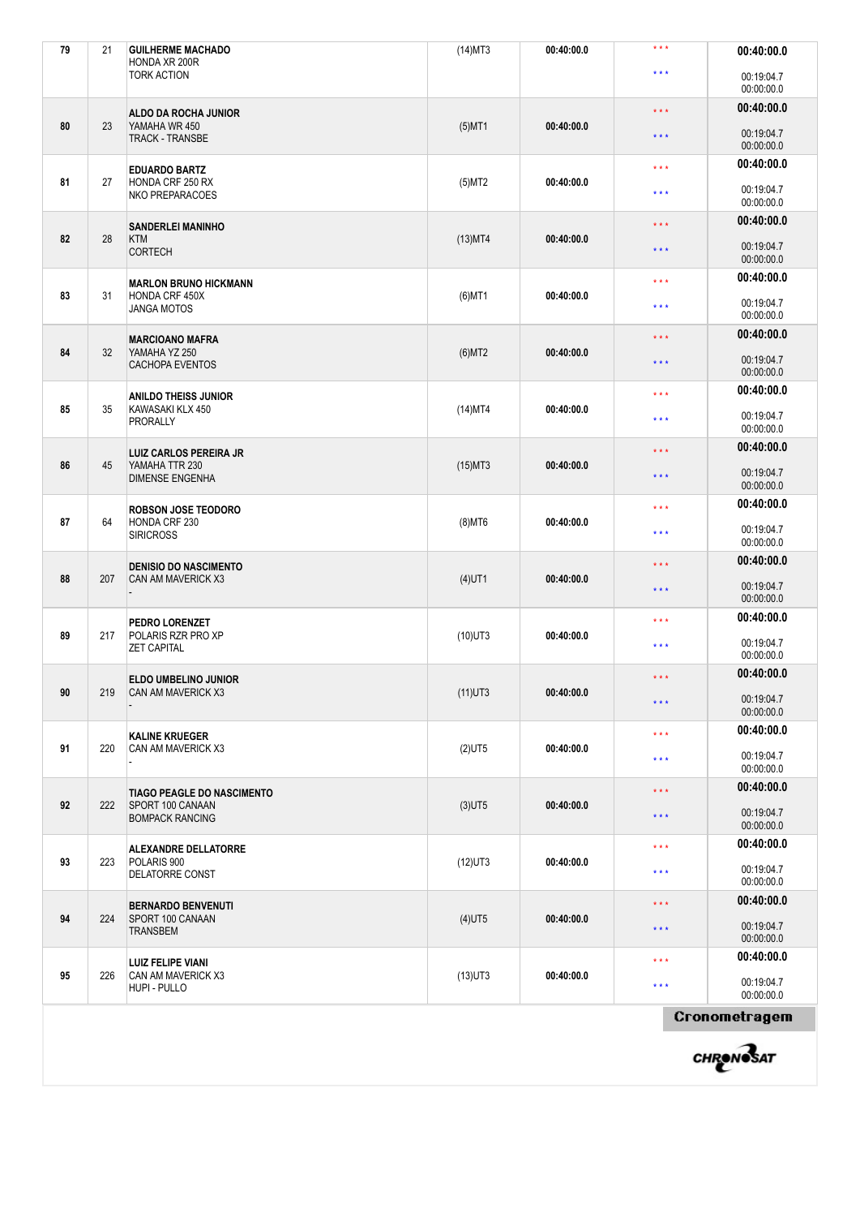| | | | | | | |
|---|---|---|---|---|---|---|
| 79 | 21 | **GUILHERME MACHADO**<br>HONDA XR 200R<br>TORK ACTION | (14)MT3 | 00:40:00.0 | \* \* \*<br>\* \* \* | **00:40:00.0**<br>00:19:04.7<br>00:00:00.0 |
| 80 | 23 | **ALDO DA ROCHA JUNIOR**<br>YAMAHA WR 450<br>TRACK - TRANSBE | (5)MT1 | 00:40:00.0 | \* \* \*<br>\* \* \* | **00:40:00.0**<br>00:19:04.7<br>00:00:00.0 |
| 81 | 27 | **EDUARDO BARTZ**<br>HONDA CRF 250 RX<br>NKO PREPARACOES | (5)MT2 | 00:40:00.0 | \* \* \*<br>\* \* \* | **00:40:00.0**<br>00:19:04.7<br>00:00:00.0 |
| 82 | 28 | **SANDERLEI MANINHO**<br>KTM<br>CORTECH | (13)MT4 | 00:40:00.0 | \* \* \*<br>\* \* \* | **00:40:00.0**<br>00:19:04.7<br>00:00:00.0 |
| 83 | 31 | **MARLON BRUNO HICKMANN**<br>HONDA CRF 450X<br>JANGA MOTOS | (6)MT1 | 00:40:00.0 | \* \* \*<br>\* \* \* | **00:40:00.0**<br>00:19:04.7<br>00:00:00.0 |
| 84 | 32 | **MARCIOANO MAFRA**<br>YAMAHA YZ 250<br>CACHOPA EVENTOS | (6)MT2 | 00:40:00.0 | \* \* \*<br>\* \* \* | **00:40:00.0**<br>00:19:04.7<br>00:00:00.0 |
| 85 | 35 | **ANILDO THEISS JUNIOR**<br>KAWASAKI KLX 450<br>PRORALLY | (14)MT4 | 00:40:00.0 | \* \* \*<br>\* \* \* | **00:40:00.0**<br>00:19:04.7<br>00:00:00.0 |
| 86 | 45 | **LUIZ CARLOS PEREIRA JR**<br>YAMAHA TTR 230<br>DIMENSE ENGENHA | (15)MT3 | 00:40:00.0 | \* \* \*<br>\* \* \* | **00:40:00.0**<br>00:19:04.7<br>00:00:00.0 |
| 87 | 64 | **ROBSON JOSE TEODORO**<br>HONDA CRF 230<br>SIRICROSS | (8)MT6 | 00:40:00.0 | \* \* \*<br>\* \* \* | **00:40:00.0**<br>00:19:04.7<br>00:00:00.0 |
| 88 | 207 | **DENISIO DO NASCIMENTO**<br>CAN AM MAVERICK X3<br>- | (4)UT1 | 00:40:00.0 | \* \* \*<br>\* \* \* | **00:40:00.0**<br>00:19:04.7<br>00:00:00.0 |
| 89 | 217 | **PEDRO LORENZET**<br>POLARIS RZR PRO XP<br>ZET CAPITAL | (10)UT3 | 00:40:00.0 | \* \* \*<br>\* \* \* | **00:40:00.0**<br>00:19:04.7<br>00:00:00.0 |
| 90 | 219 | **ELDO UMBELINO JUNIOR**<br>CAN AM MAVERICK X3<br>- | (11)UT3 | 00:40:00.0 | \* \* \*<br>\* \* \* | **00:40:00.0**<br>00:19:04.7<br>00:00:00.0 |
| 91 | 220 | **KALINE KRUEGER**<br>CAN AM MAVERICK X3<br>- | (2)UT5 | 00:40:00.0 | \* \* \*<br>\* \* \* | **00:40:00.0**<br>00:19:04.7<br>00:00:00.0 |
| 92 | 222 | **TIAGO PEAGLE DO NASCIMENTO**<br>SPORT 100 CANAAN<br>BOMPACK RANCING | (3)UT5 | 00:40:00.0 | \* \* \*<br>\* \* \* | **00:40:00.0**<br>00:19:04.7<br>00:00:00.0 |
| 93 | 223 | **ALEXANDRE DELLATORRE**<br>POLARIS 900<br>DELATORRE CONST | (12)UT3 | 00:40:00.0 | \* \* \*<br>\* \* \* | **00:40:00.0**<br>00:19:04.7<br>00:00:00.0 |
| 94 | 224 | **BERNARDO BENVENUTI**<br>SPORT 100 CANAAN<br>TRANSBEM | (4)UT5 | 00:40:00.0 | \* \* \*<br>\* \* \* | **00:40:00.0**<br>00:19:04.7<br>00:00:00.0 |
| 95 | 226 | **LUIZ FELIPE VIANI**<br>CAN AM MAVERICK X3<br>HUPI - PULLO | (13)UT3 | 00:40:00.0 | \* \* \*<br>\* \* \* | **00:40:00.0**<br>00:19:04.7<br>00:00:00.0 |

**Cronometragem**

CHRONOSAT